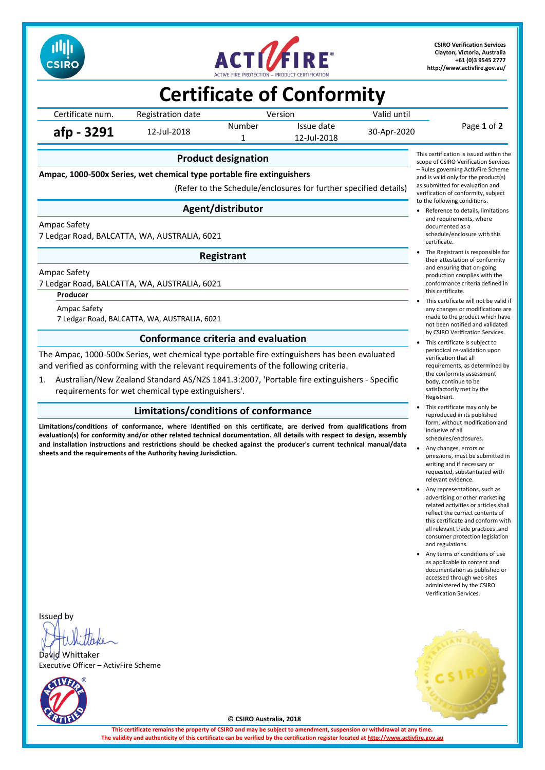CSIRO Verification Services
Clayton, Victoria, Australia
+61 (0)3 9545 2777
http://www.activfire.gov.au/

# Certificate of Conformity

| Certificate num. | Registration date | Version | | Valid until |
|---|---|---|---|---|
| | | Number | Issue date | |
| **afp - 3291** | 12-Jul-2018 | 1 | 12-Jul-2018 | 30-Apr-2020 |

## Product designation

**Ampac, 1000-500x Series, wet chemical type portable fire extinguishers**

(Refer to the Schedule/enclosures for further specified details)

## Agent/distributor

Ampac Safety
7 Ledgar Road, BALCATTA, WA, AUSTRALIA, 6021

## Registrant

Ampac Safety
7 Ledgar Road, BALCATTA, WA, AUSTRALIA, 6021

### Producer

Ampac Safety
7 Ledgar Road, BALCATTA, WA, AUSTRALIA, 6021

## Conformance criteria and evaluation

The Ampac, 1000-500x Series, wet chemical type portable fire extinguishers has been evaluated and verified as conforming with the relevant requirements of the following criteria.

1. Australian/New Zealand Standard AS/NZS 1841.3:2007, 'Portable fire extinguishers - Specific requirements for wet chemical type extinguishers'.

## Limitations/conditions of conformance

**Limitations/conditions of conformance, where identified on this certificate, are derived from qualifications from evaluation(s) for conformity and/or other related technical documentation. All details with respect to design, assembly and installation instructions and restrictions should be checked against the producer's current technical manual/data sheets and the requirements of the Authority having Jurisdiction.**

This certification is issued within the scope of CSIRO Verification Services – Rules governing ActivFire Scheme and is valid only for the product(s) as submitted for evaluation and verification of conformity, subject to the following conditions.

- Reference to details, limitations and requirements, where documented as a schedule/enclosure with this certificate.
- The Registrant is responsible for their attestation of conformity and ensuring that on-going production complies with the conformance criteria defined in this certificate.
- This certificate will not be valid if any changes or modifications are made to the product which have not been notified and validated by CSIRO Verification Services.
- This certificate is subject to periodical re-validation upon verification that all requirements, as determined by the conformity assessment body, continue to be satisfactorily met by the Registrant.
- This certificate may only be reproduced in its published form, without modification and inclusive of all schedules/enclosures.
- Any changes, errors or omissions, must be submitted in writing and if necessary or requested, substantiated with relevant evidence.
- Any representations, such as advertising or other marketing related activities or articles shall reflect the correct contents of this certificate and conform with all relevant trade practices .and consumer protection legislation and regulations.
- Any terms or conditions of use as applicable to content and documentation as published or accessed through web sites administered by the CSIRO Verification Services.

Issued by

David Whittaker
Executive Officer – ActivFire Scheme

© CSIRO Australia, 2018

**This certificate remains the property of CSIRO and may be subject to amendment, suspension or withdrawal at any time.**
**The validity and authenticity of this certificate can be verified by the certification register located at http://www.activfire.gov.au**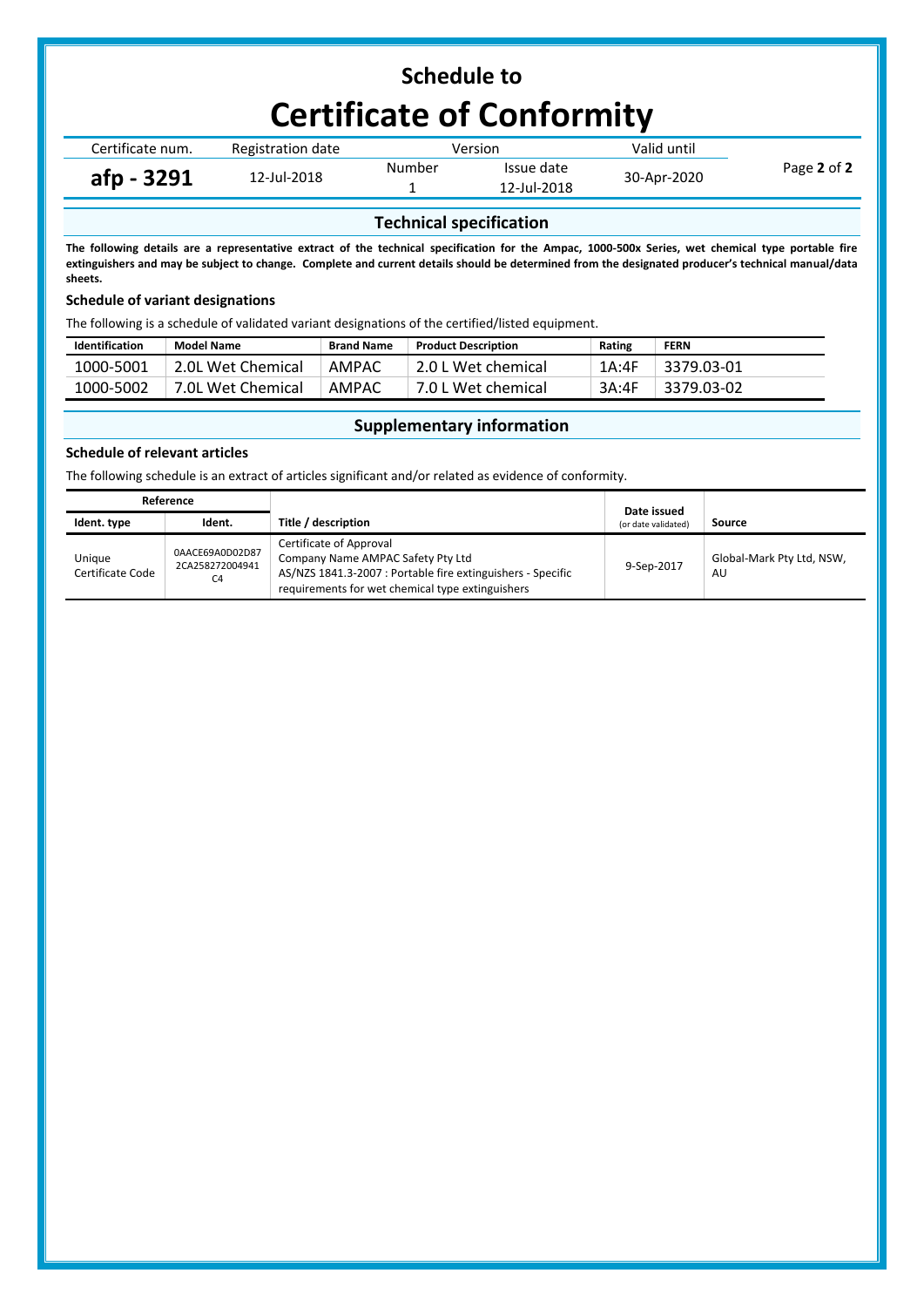# Schedule to
# Certificate of Conformity

| Certificate num. | Registration date | Version | | Valid until |
|---|---|---|---|---|
| | | Number | Issue date | |
| **afp - 3291** | 12-Jul-2018 | 1 | 12-Jul-2018 | 30-Apr-2020 |

## Technical specification

**The following details are a representative extract of the technical specification for the Ampac, 1000-500x Series, wet chemical type portable fire extinguishers and may be subject to change. Complete and current details should be determined from the designated producer's technical manual/data sheets.**

### Schedule of variant designations

The following is a schedule of validated variant designations of the certified/listed equipment.

| Identification | Model Name | Brand Name | Product Description | Rating | FERN |
|---|---|---|---|---|---|
| 1000-5001 | 2.0L Wet Chemical | AMPAC | 2.0 L Wet chemical | 1A:4F | 3379.03-01 |
| 1000-5002 | 7.0L Wet Chemical | AMPAC | 7.0 L Wet chemical | 3A:4F | 3379.03-02 |

## Supplementary information

### Schedule of relevant articles

The following schedule is an extract of articles significant and/or related as evidence of conformity.

| Reference | | | | |
|---|---|---|---|---|
| Ident. type | Ident. | Title / description | Date issued (or date validated) | Source |
| Unique Certificate Code | 0AACE69A0D02D872CA258272004941C4 | Certificate of Approval<br>Company Name AMPAC Safety Pty Ltd<br>AS/NZS 1841.3-2007 : Portable fire extinguishers - Specific requirements for wet chemical type extinguishers | 9-Sep-2017 | Global-Mark Pty Ltd, NSW, AU |